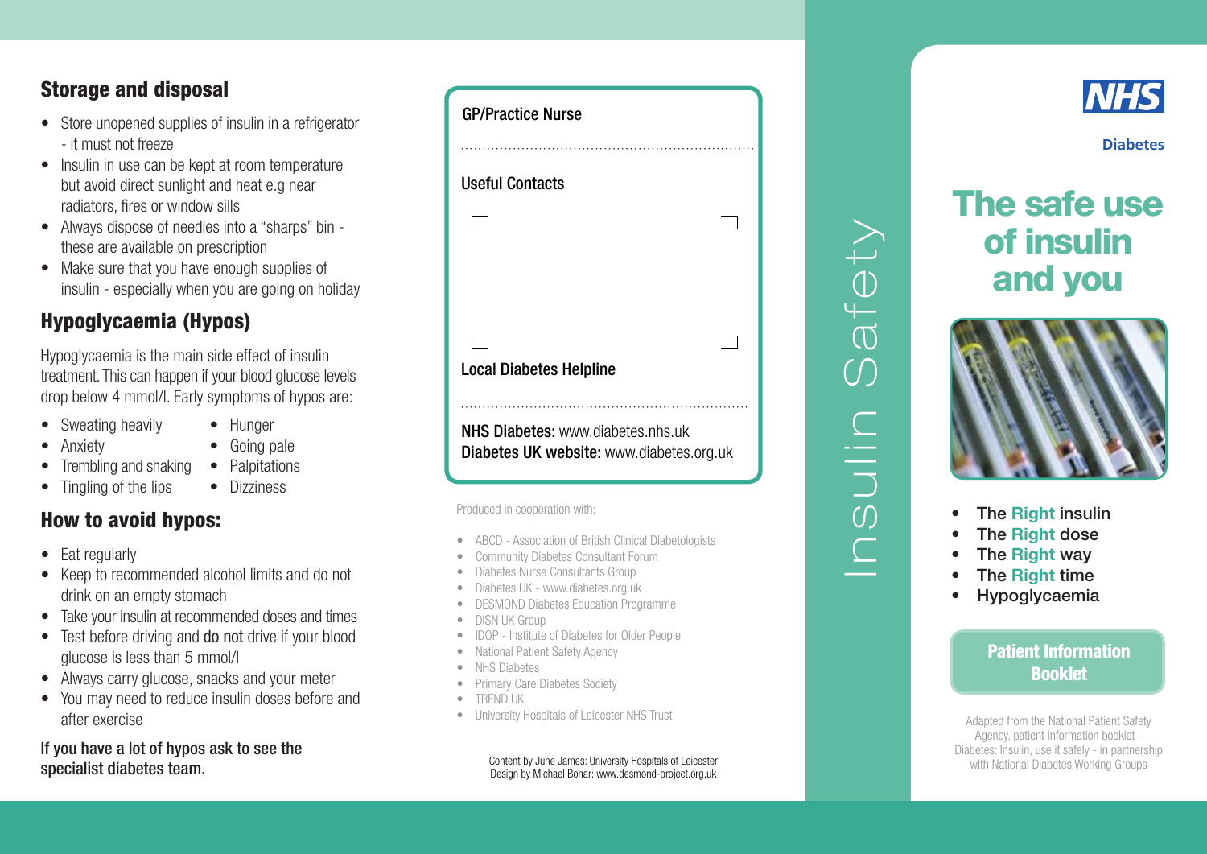## Storage and disposal

- Store unopened supplies of insulin in a refrigerator - it must not freeze
- Insulin in use can be kept at room temperature but avoid direct sunlight and heat e.g near radiators, fires or window sills
- Always dispose of needles into a "sharps" bin - these are available on prescription
- Make sure that you have enough supplies of insulin - especially when you are going on holiday

## Hypoglycaemia (Hypos)

Hypoglycaemia is the main side effect of insulin treatment. This can happen if your blood glucose levels drop below 4 mmol/l. Early symptoms of hypos are:

- Sweating heavily
- Anxiety
- Trembling and shaking
- Tingling of the lips
- Hunger
- Going pale
- Palpitations
- Dizziness

## How to avoid hypos:

- Eat regularly
- Keep to recommended alcohol limits and do not drink on an empty stomach
- Take your insulin at recommended doses and times
- Test before driving and do not drive if your blood glucose is less than 5 mmol/l
- Always carry glucose, snacks and your meter
- You may need to reduce insulin doses before and after exercise

**If you have a lot of hypos ask to see the specialist diabetes team.**

**GP/Practice Nurse**

........................................................................

**Useful Contacts**

**Local Diabetes Helpline**

........................................................................

**NHS Diabetes:** www.diabetes.nhs.uk
**Diabetes UK website:** www.diabetes.org.uk

Produced in cooperation with:

- ABCD - Association of British Clinical Diabetologists
- Community Diabetes Consultant Forum
- Diabetes Nurse Consultants Group
- Diabetes UK - www.diabetes.org.uk
- DESMOND Diabetes Education Programme
- DISN UK Group
- IDOP - Institute of Diabetes for Older People
- National Patient Safety Agency
- NHS Diabetes
- Primary Care Diabetes Society
- TREND UK
- University Hospitals of Leicester NHS Trust

Content by June James: University Hospitals of Leicester
Design by Michael Bonar: www.desmond-project.org.uk

Insulin Safety

NHS

Diabetes

# The safe use of insulin and you

- The **Right** insulin
- The **Right** dose
- The **Right** way
- The **Right** time
- Hypoglycaemia

**Patient Information Booklet**

Adapted from the National Patient Safety Agency, patient information booklet - Diabetes: Insulin, use it safely - in partnership with National Diabetes Working Groups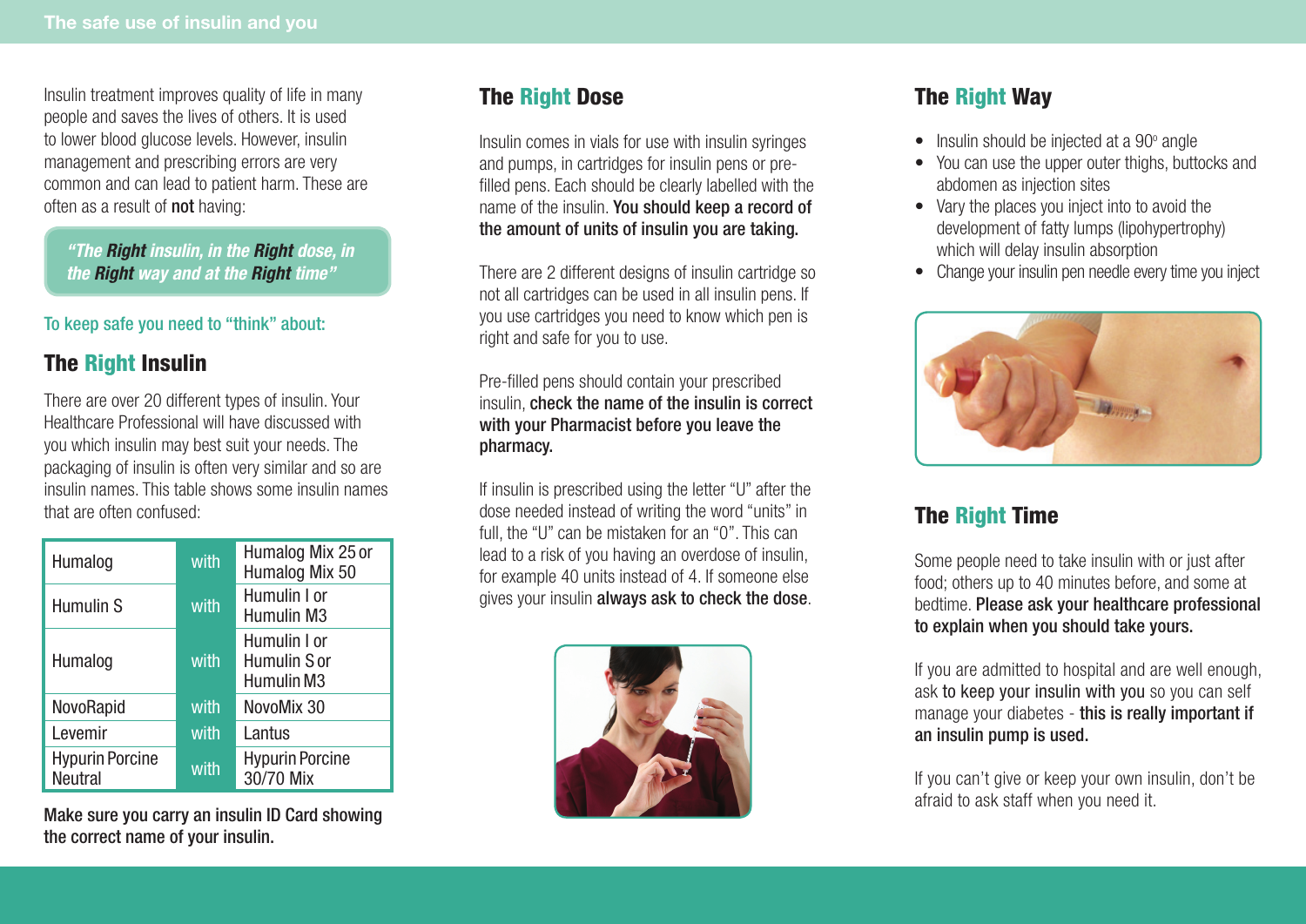Insulin treatment improves quality of life in many people and saves the lives of others. It is used to lower blood glucose levels. However, insulin management and prescribing errors are very common and can lead to patient harm. These are often as a result of **not** having:

> *"The **Right** insulin, in the **Right** dose, in the **Right** way and at the **Right** time"*

To keep safe you need to "think" about:

## The Right Insulin

There are over 20 different types of insulin. Your Healthcare Professional will have discussed with you which insulin may best suit your needs. The packaging of insulin is often very similar and so are insulin names. This table shows some insulin names that are often confused:

| | | |
|---|---|---|
| Humalog | with | Humalog Mix 25 or Humalog Mix 50 |
| Humulin S | with | Humulin I or Humulin M3 |
| Humalog | with | Humulin I or Humulin S or Humulin M3 |
| NovoRapid | with | NovoMix 30 |
| Levemir | with | Lantus |
| Hypurin Porcine Neutral | with | Hypurin Porcine 30/70 Mix |

**Make sure you carry an insulin ID Card showing the correct name of your insulin.**

## The Right Dose

Insulin comes in vials for use with insulin syringes and pumps, in cartridges for insulin pens or pre-filled pens. Each should be clearly labelled with the name of the insulin. **You should keep a record of the amount of units of insulin you are taking.**

There are 2 different designs of insulin cartridge so not all cartridges can be used in all insulin pens. If you use cartridges you need to know which pen is right and safe for you to use.

Pre-filled pens should contain your prescribed insulin, **check the name of the insulin is correct with your Pharmacist before you leave the pharmacy.**

If insulin is prescribed using the letter "U" after the dose needed instead of writing the word "units" in full, the "U" can be mistaken for an "0". This can lead to a risk of you having an overdose of insulin, for example 40 units instead of 4. If someone else gives your insulin **always ask to check the dose**.

## The Right Way

- Insulin should be injected at a 90° angle
- You can use the upper outer thighs, buttocks and abdomen as injection sites
- Vary the places you inject into to avoid the development of fatty lumps (lipohypertrophy) which will delay insulin absorption
- Change your insulin pen needle every time you inject

## The Right Time

Some people need to take insulin with or just after food; others up to 40 minutes before, and some at bedtime. **Please ask your healthcare professional to explain when you should take yours.**

If you are admitted to hospital and are well enough, ask **to keep your insulin with you** so you can self manage your diabetes - **this is really important if an insulin pump is used.**

If you can't give or keep your own insulin, don't be afraid to ask staff when you need it.